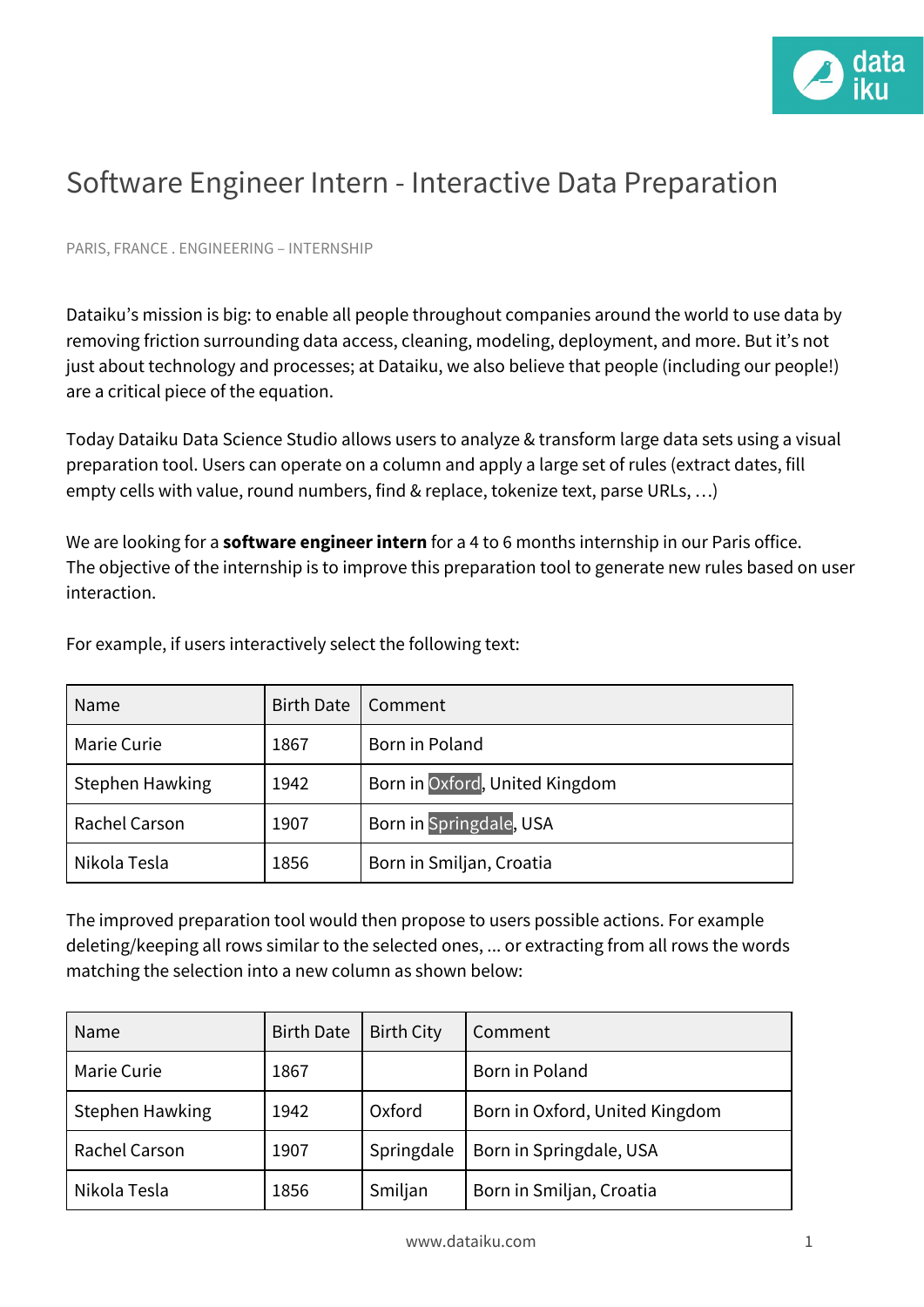# Software Engineer Intern - Interactive Data Preparation

PARIS, FRANCE . ENGINEERING – INTERNSHIP

Dataiku's mission is big: to enable all people throughout companies around the world to use data by removing friction surrounding data access, cleaning, modeling, deployment, and more. But it's not just about technology and processes; at Dataiku, we also believe that people (including our people!) are a critical piece of the equation.

Today Dataiku Data Science Studio allows users to analyze & transform large data sets using a visual preparation tool. Users can operate on a column and apply a large set of rules (extract dates, fill empty cells with value, round numbers, find & replace, tokenize text, parse URLs, …)

We are looking for a **software engineer intern** for a 4 to 6 months internship in our Paris office. The objective of the internship is to improve this preparation tool to generate new rules based on user interaction.

For example, if users interactively select the following text:

| Name | Birth Date | Comment |
|---|---|---|
| Marie Curie | 1867 | Born in Poland |
| Stephen Hawking | 1942 | Born in Oxford, United Kingdom |
| Rachel Carson | 1907 | Born in Springdale, USA |
| Nikola Tesla | 1856 | Born in Smiljan, Croatia |

The improved preparation tool would then propose to users possible actions. For example deleting/keeping all rows similar to the selected ones, ... or extracting from all rows the words matching the selection into a new column as shown below:

| Name | Birth Date | Birth City | Comment |
|---|---|---|---|
| Marie Curie | 1867 | | Born in Poland |
| Stephen Hawking | 1942 | Oxford | Born in Oxford, United Kingdom |
| Rachel Carson | 1907 | Springdale | Born in Springdale, USA |
| Nikola Tesla | 1856 | Smiljan | Born in Smiljan, Croatia |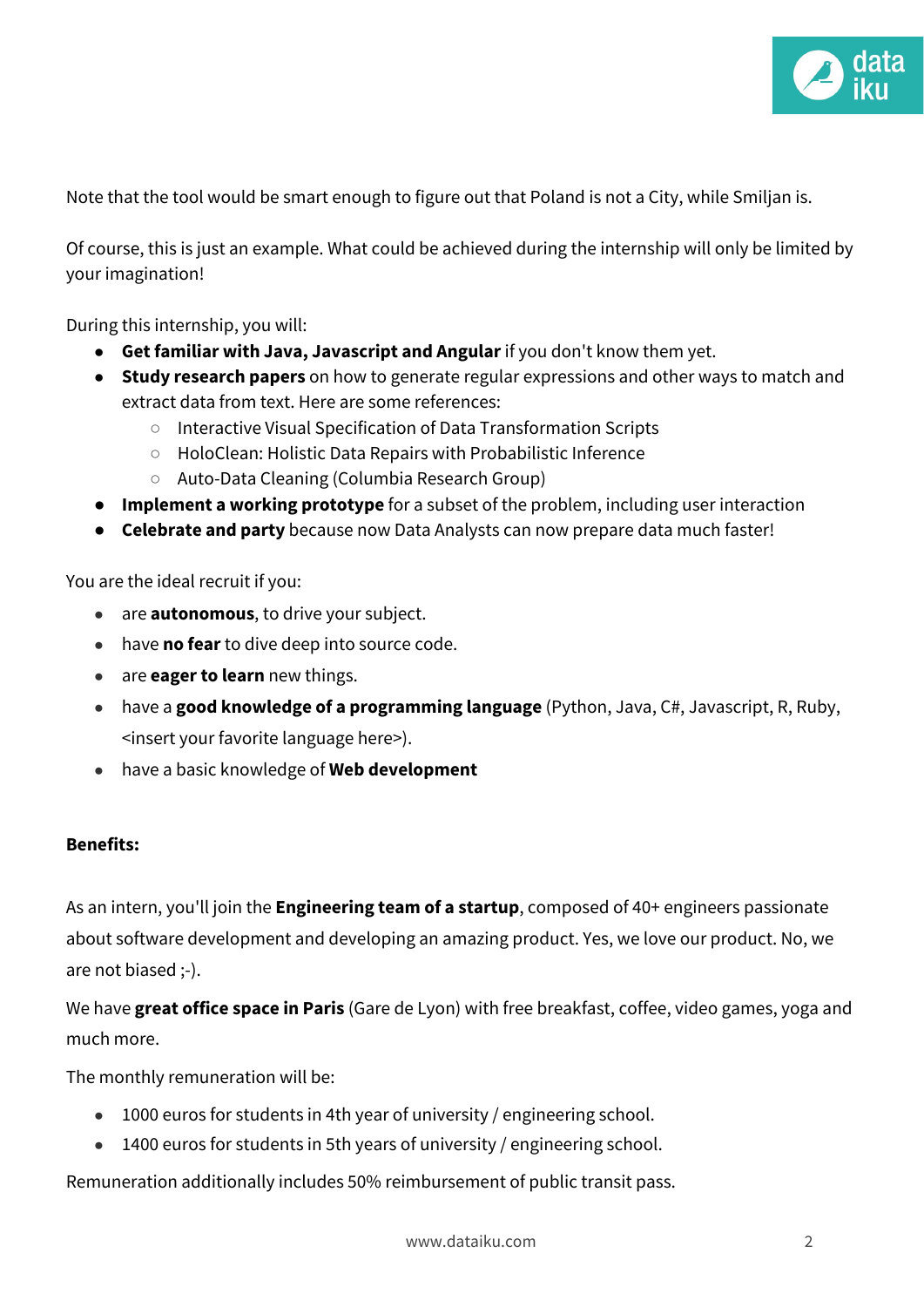Note that the tool would be smart enough to figure out that Poland is not a City, while Smiljan is.

Of course, this is just an example. What could be achieved during the internship will only be limited by your imagination!

During this internship, you will:

- **Get familiar with Java, Javascript and Angular** if you don't know them yet.
- **Study research papers** on how to generate regular expressions and other ways to match and extract data from text. Here are some references:
  - Interactive Visual Specification of Data Transformation Scripts
  - HoloClean: Holistic Data Repairs with Probabilistic Inference
  - Auto-Data Cleaning (Columbia Research Group)
- **Implement a working prototype** for a subset of the problem, including user interaction
- **Celebrate and party** because now Data Analysts can now prepare data much faster!

You are the ideal recruit if you:

- are **autonomous**, to drive your subject.
- have **no fear** to dive deep into source code.
- are **eager to learn** new things.
- have a **good knowledge of a programming language** (Python, Java, C#, Javascript, R, Ruby, <insert your favorite language here>).
- have a basic knowledge of **Web development**

**Benefits:**

As an intern, you'll join the **Engineering team of a startup**, composed of 40+ engineers passionate about software development and developing an amazing product. Yes, we love our product. No, we are not biased ;-).

We have **great office space in Paris** (Gare de Lyon) with free breakfast, coffee, video games, yoga and much more.

The monthly remuneration will be:

- 1000 euros for students in 4th year of university / engineering school.
- 1400 euros for students in 5th years of university / engineering school.

Remuneration additionally includes 50% reimbursement of public transit pass.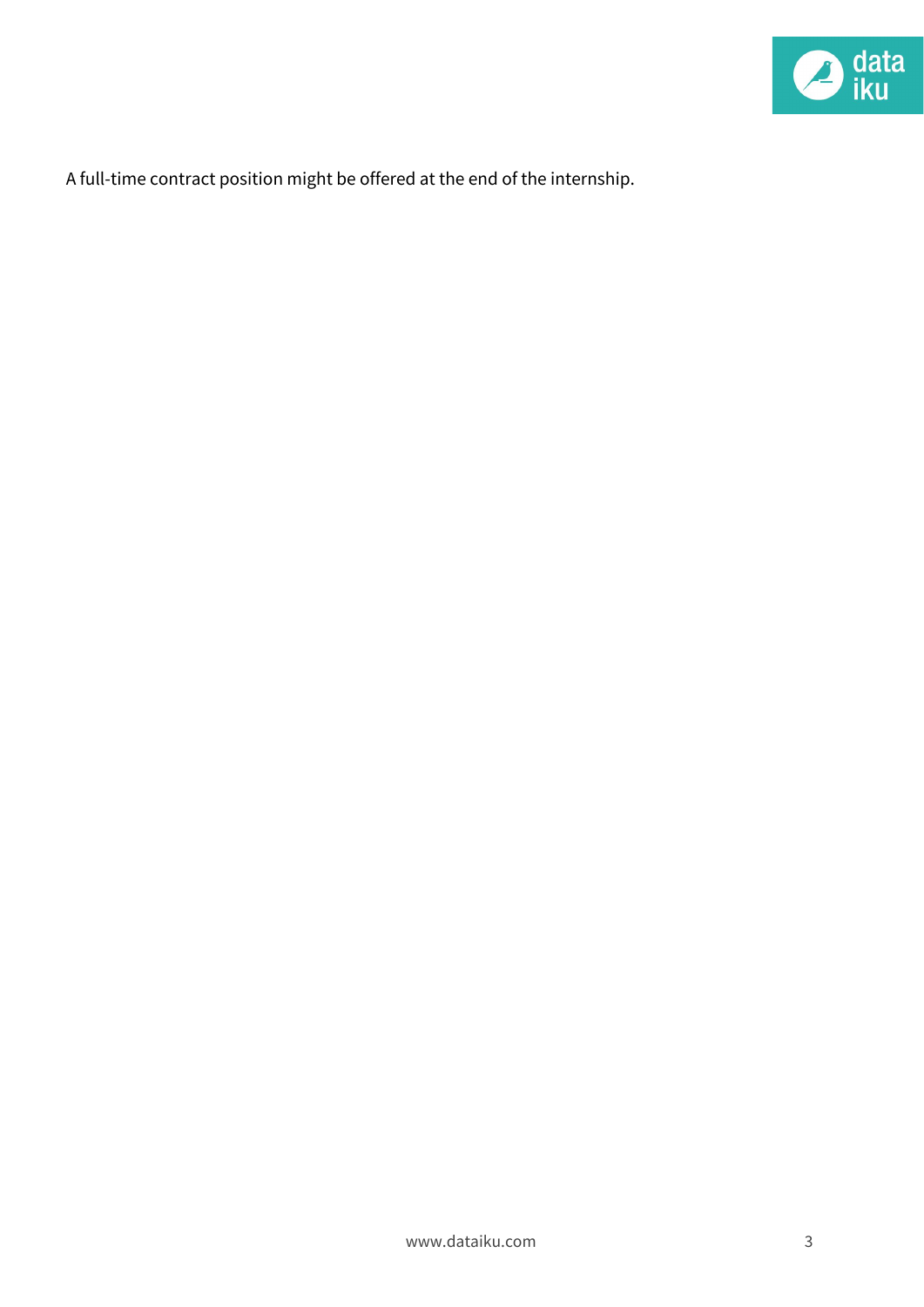A full-time contract position might be offered at the end of the internship.